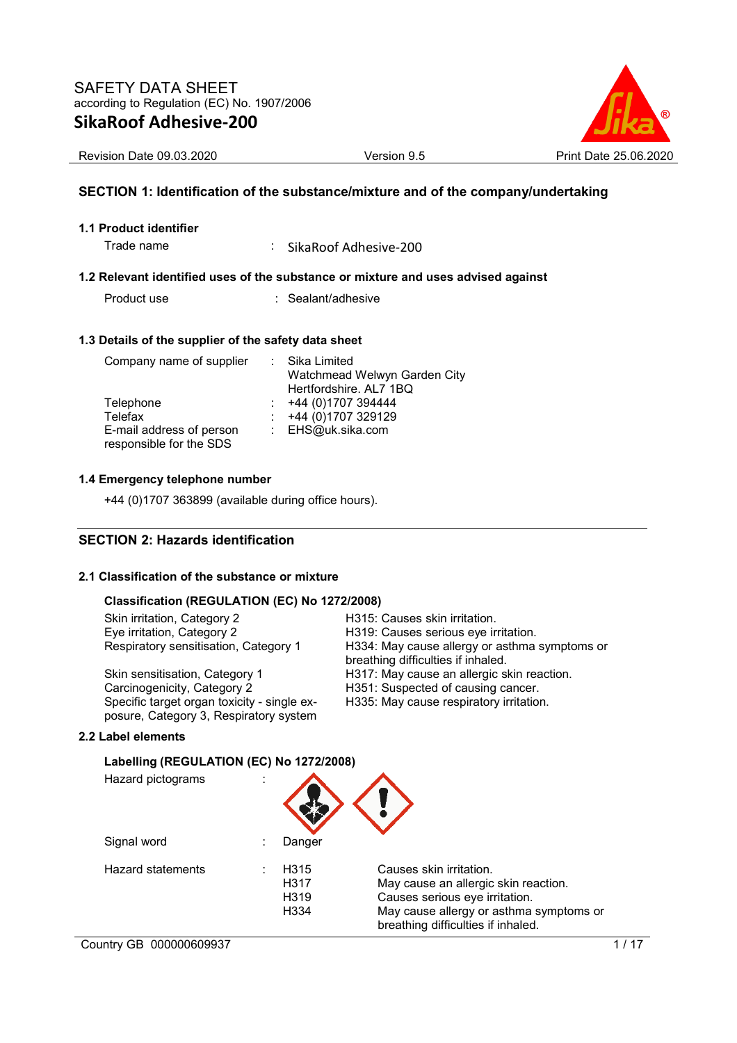SAFETY DATA SHEET
according to Regulation (EC) No. 1907/2006

# SikaRoof Adhesive-200

Revision Date 09.03.2020 | Version 9.5 | Print Date 25.06.2020

## SECTION 1: Identification of the substance/mixture and of the company/undertaking

### 1.1 Product identifier

Trade name : SikaRoof Adhesive-200

### 1.2 Relevant identified uses of the substance or mixture and uses advised against

Product use : Sealant/adhesive

### 1.3 Details of the supplier of the safety data sheet

| | | |
|---|---|---|
| Company name of supplier | : | Sika Limited<br>Watchmead Welwyn Garden City<br>Hertfordshire. AL7 1BQ |
| Telephone | : | +44 (0)1707 394444 |
| Telefax | : | +44 (0)1707 329129 |
| E-mail address of person responsible for the SDS | : | EHS@uk.sika.com |

### 1.4 Emergency telephone number

+44 (0)1707 363899 (available during office hours).

## SECTION 2: Hazards identification

### 2.1 Classification of the substance or mixture

**Classification (REGULATION (EC) No 1272/2008)**

| | |
|---|---|
| Skin irritation, Category 2 | H315: Causes skin irritation. |
| Eye irritation, Category 2 | H319: Causes serious eye irritation. |
| Respiratory sensitisation, Category 1 | H334: May cause allergy or asthma symptoms or breathing difficulties if inhaled. |
| Skin sensitisation, Category 1 | H317: May cause an allergic skin reaction. |
| Carcinogenicity, Category 2 | H351: Suspected of causing cancer. |
| Specific target organ toxicity - single exposure, Category 3, Respiratory system | H335: May cause respiratory irritation. |

### 2.2 Label elements

**Labelling (REGULATION (EC) No 1272/2008)**

Hazard pictograms :

Signal word : Danger

| Hazard statements | : | | |
|---|---|---|---|
| | | H315 | Causes skin irritation. |
| | | H317 | May cause an allergic skin reaction. |
| | | H319 | Causes serious eye irritation. |
| | | H334 | May cause allergy or asthma symptoms or breathing difficulties if inhaled. |

Country GB 000000609937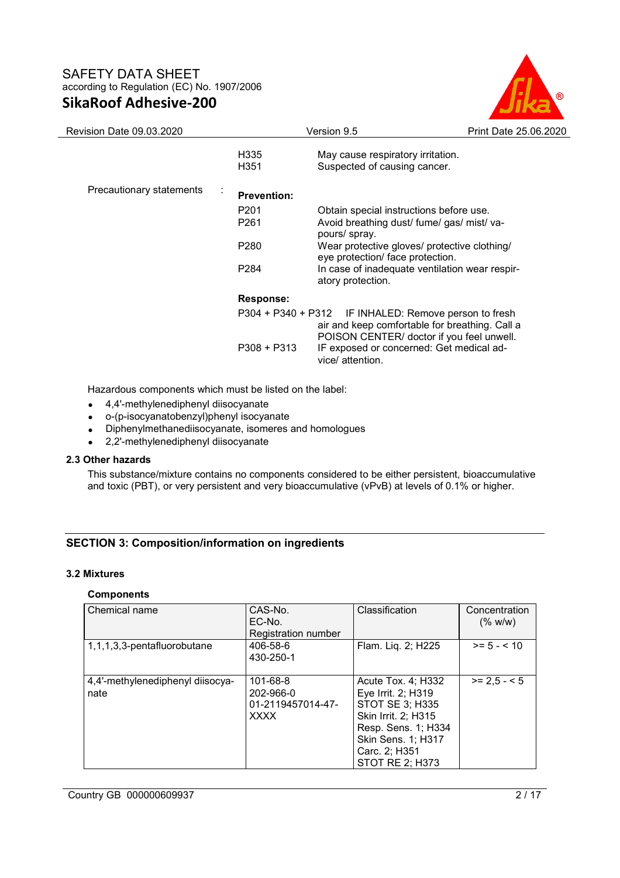| | | |
|---|---|---|
| | H335 | May cause respiratory irritation. |
| | H351 | Suspected of causing cancer. |
| Precautionary statements : | **Prevention:** | |
| | P201 | Obtain special instructions before use. |
| | P261 | Avoid breathing dust/ fume/ gas/ mist/ vapours/ spray. |
| | P280 | Wear protective gloves/ protective clothing/ eye protection/ face protection. |
| | P284 | In case of inadequate ventilation wear respiratory protection. |
| | **Response:** | |
| | P304 + P340 + P312 | IF INHALED: Remove person to fresh air and keep comfortable for breathing. Call a POISON CENTER/ doctor if you feel unwell. |
| | P308 + P313 | IF exposed or concerned: Get medical advice/ attention. |

Hazardous components which must be listed on the label:

- 4,4'-methylenediphenyl diisocyanate
- o-(p-isocyanatobenzyl)phenyl isocyanate
- Diphenylmethanediisocyanate, isomeres and homologues
- 2,2'-methylenediphenyl diisocyanate

### 2.3 Other hazards

This substance/mixture contains no components considered to be either persistent, bioaccumulative and toxic (PBT), or very persistent and very bioaccumulative (vPvB) at levels of 0.1% or higher.

## SECTION 3: Composition/information on ingredients

### 3.2 Mixtures

**Components**

| Chemical name | CAS-No.<br>EC-No.<br>Registration number | Classification | Concentration (% w/w) |
|---|---|---|---|
| 1,1,1,3,3-pentafluorobutane | 406-58-6<br>430-250-1 | Flam. Liq. 2; H225 | >= 5 - < 10 |
| 4,4'-methylenediphenyl diisocyanate | 101-68-8<br>202-966-0<br>01-2119457014-47-XXXX | Acute Tox. 4; H332<br>Eye Irrit. 2; H319<br>STOT SE 3; H335<br>Skin Irrit. 2; H315<br>Resp. Sens. 1; H334<br>Skin Sens. 1; H317<br>Carc. 2; H351<br>STOT RE 2; H373 | >= 2,5 - < 5 |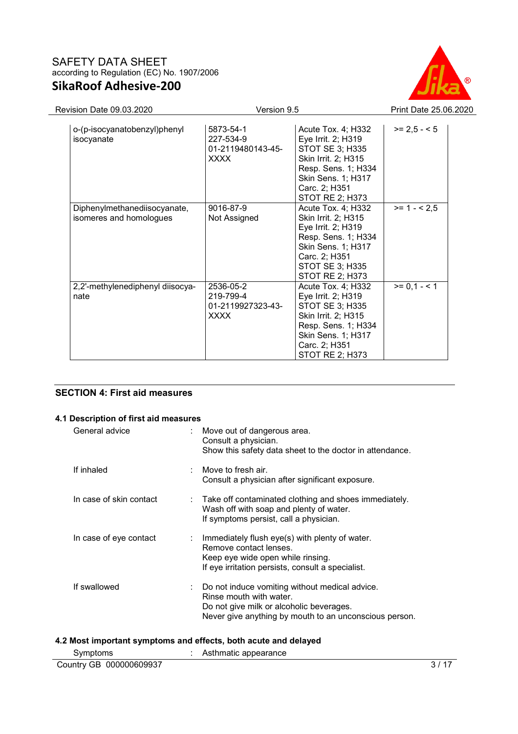| | | | |
|---|---|---|---|
| o-(p-isocyanatobenzyl)phenyl isocyanate | 5873-54-1<br>227-534-9<br>01-2119480143-45-XXXX | Acute Tox. 4; H332<br>Eye Irrit. 2; H319<br>STOT SE 3; H335<br>Skin Irrit. 2; H315<br>Resp. Sens. 1; H334<br>Skin Sens. 1; H317<br>Carc. 2; H351<br>STOT RE 2; H373 | >= 2,5 - < 5 |
| Diphenylmethanediisocyanate, isomeres and homologues | 9016-87-9<br>Not Assigned | Acute Tox. 4; H332<br>Skin Irrit. 2; H315<br>Eye Irrit. 2; H319<br>Resp. Sens. 1; H334<br>Skin Sens. 1; H317<br>Carc. 2; H351<br>STOT SE 3; H335<br>STOT RE 2; H373 | >= 1 - < 2,5 |
| 2,2'-methylenediphenyl diisocyanate | 2536-05-2<br>219-799-4<br>01-2119927323-43-XXXX | Acute Tox. 4; H332<br>Eye Irrit. 2; H319<br>STOT SE 3; H335<br>Skin Irrit. 2; H315<br>Resp. Sens. 1; H334<br>Skin Sens. 1; H317<br>Carc. 2; H351<br>STOT RE 2; H373 | >= 0,1 - < 1 |

## SECTION 4: First aid measures

### 4.1 Description of first aid measures

General advice : Move out of dangerous area.
Consult a physician.
Show this safety data sheet to the doctor in attendance.

If inhaled : Move to fresh air.
Consult a physician after significant exposure.

In case of skin contact : Take off contaminated clothing and shoes immediately.
Wash off with soap and plenty of water.
If symptoms persist, call a physician.

In case of eye contact : Immediately flush eye(s) with plenty of water.
Remove contact lenses.
Keep eye wide open while rinsing.
If eye irritation persists, consult a specialist.

If swallowed : Do not induce vomiting without medical advice.
Rinse mouth with water.
Do not give milk or alcoholic beverages.
Never give anything by mouth to an unconscious person.

### 4.2 Most important symptoms and effects, both acute and delayed

Symptoms : Asthmatic appearance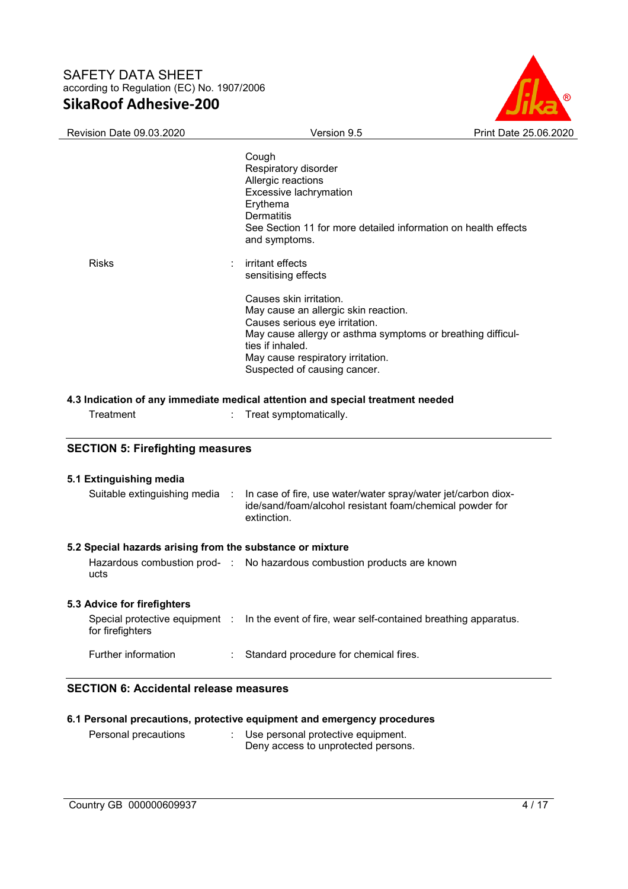Cough
Respiratory disorder
Allergic reactions
Excessive lachrymation
Erythema
Dermatitis
See Section 11 for more detailed information on health effects and symptoms.

Risks : irritant effects
sensitising effects

Causes skin irritation.
May cause an allergic skin reaction.
Causes serious eye irritation.
May cause allergy or asthma symptoms or breathing difficulties if inhaled.
May cause respiratory irritation.
Suspected of causing cancer.

### 4.3 Indication of any immediate medical attention and special treatment needed

Treatment : Treat symptomatically.

## SECTION 5: Firefighting measures

### 5.1 Extinguishing media

Suitable extinguishing media : In case of fire, use water/water spray/water jet/carbon dioxide/sand/foam/alcohol resistant foam/chemical powder for extinction.

### 5.2 Special hazards arising from the substance or mixture

Hazardous combustion products : No hazardous combustion products are known

### 5.3 Advice for firefighters

Special protective equipment for firefighters : In the event of fire, wear self-contained breathing apparatus.

Further information : Standard procedure for chemical fires.

## SECTION 6: Accidental release measures

### 6.1 Personal precautions, protective equipment and emergency procedures

Personal precautions : Use personal protective equipment.
Deny access to unprotected persons.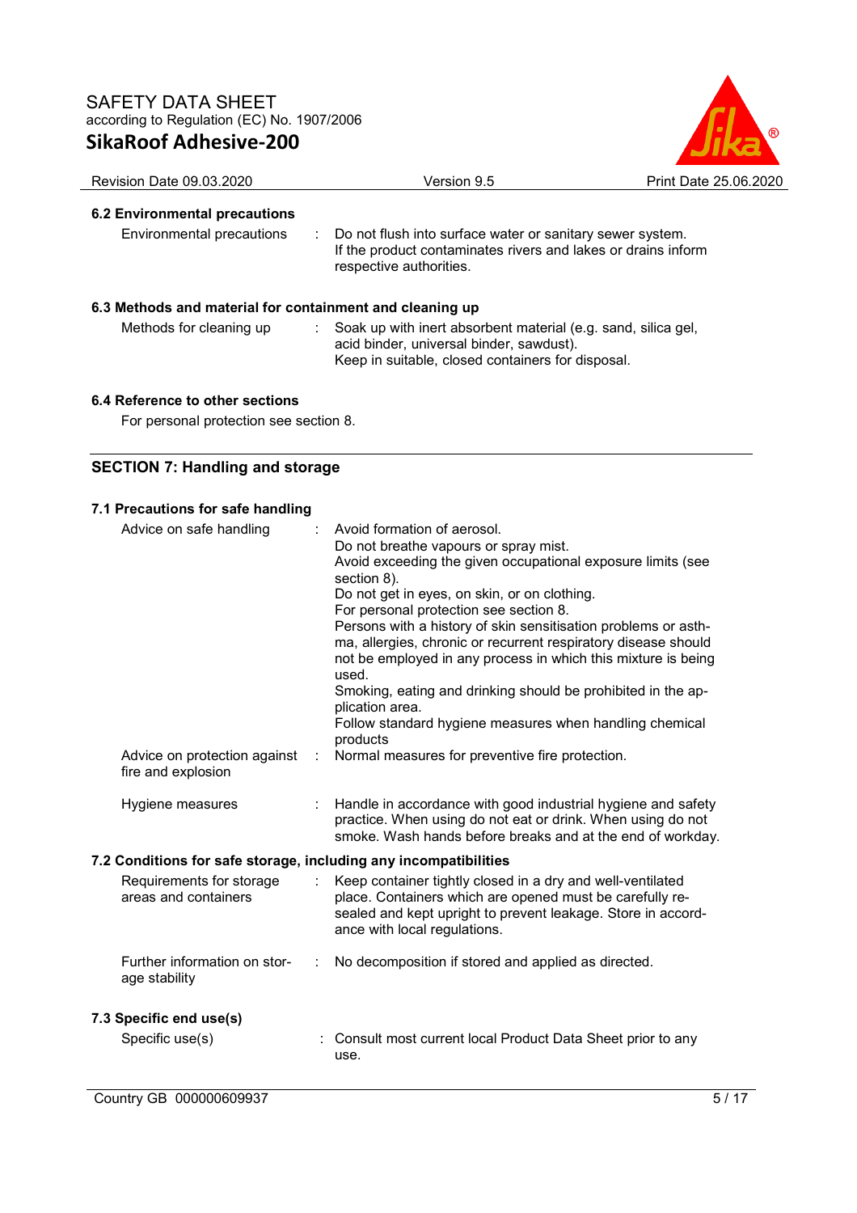### 6.2 Environmental precautions

| | | |
|---|---|---|
| Environmental precautions | : | Do not flush into surface water or sanitary sewer system. If the product contaminates rivers and lakes or drains inform respective authorities. |

### 6.3 Methods and material for containment and cleaning up

| | | |
|---|---|---|
| Methods for cleaning up | : | Soak up with inert absorbent material (e.g. sand, silica gel, acid binder, universal binder, sawdust). Keep in suitable, closed containers for disposal. |

### 6.4 Reference to other sections

For personal protection see section 8.

## SECTION 7: Handling and storage

### 7.1 Precautions for safe handling

| | | |
|---|---|---|
| Advice on safe handling | : | Avoid formation of aerosol. Do not breathe vapours or spray mist. Avoid exceeding the given occupational exposure limits (see section 8). Do not get in eyes, on skin, or on clothing. For personal protection see section 8. Persons with a history of skin sensitisation problems or asthma, allergies, chronic or recurrent respiratory disease should not be employed in any process in which this mixture is being used. Smoking, eating and drinking should be prohibited in the application area. Follow standard hygiene measures when handling chemical products |
| Advice on protection against fire and explosion | : | Normal measures for preventive fire protection. |
| Hygiene measures | : | Handle in accordance with good industrial hygiene and safety practice. When using do not eat or drink. When using do not smoke. Wash hands before breaks and at the end of workday. |

### 7.2 Conditions for safe storage, including any incompatibilities

| | | |
|---|---|---|
| Requirements for storage areas and containers | : | Keep container tightly closed in a dry and well-ventilated place. Containers which are opened must be carefully resealed and kept upright to prevent leakage. Store in accordance with local regulations. |
| Further information on storage stability | : | No decomposition if stored and applied as directed. |

### 7.3 Specific end use(s)

| | | |
|---|---|---|
| Specific use(s) | : | Consult most current local Product Data Sheet prior to any use. |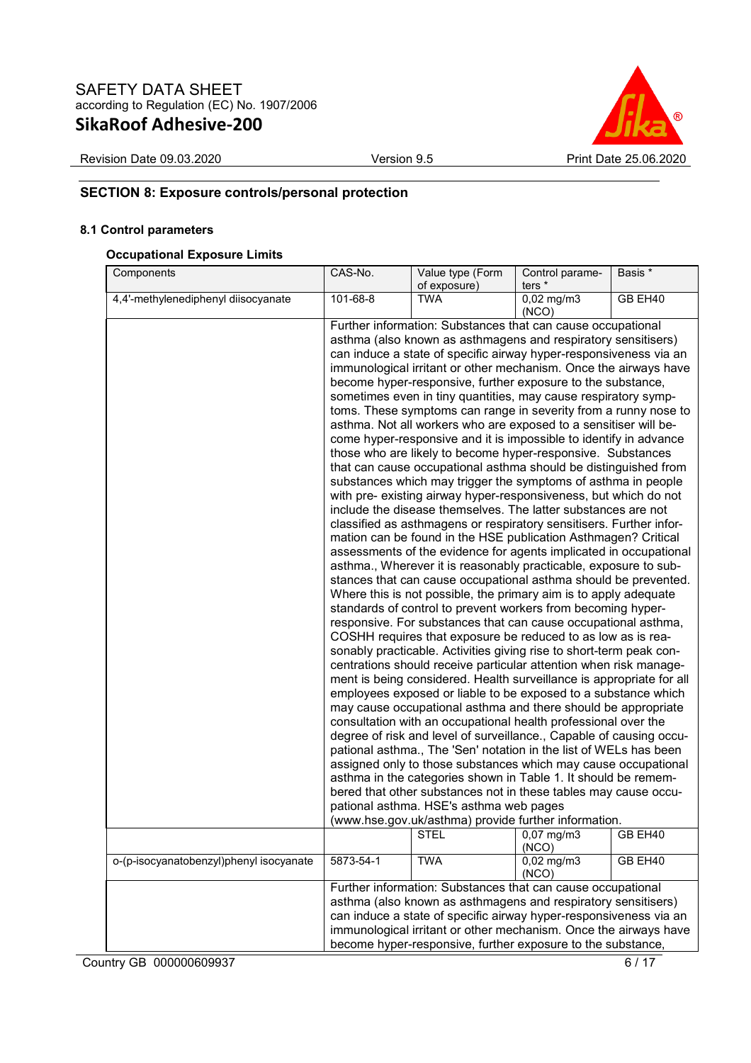## SECTION 8: Exposure controls/personal protection

### 8.1 Control parameters

#### Occupational Exposure Limits

| Components | CAS-No. | Value type (Form of exposure) | Control parameters * | Basis * |
|---|---|---|---|---|
| 4,4'-methylenediphenyl diisocyanate | 101-68-8 | TWA | 0,02 mg/m3 (NCO) | GB EH40 |
| | Further information: Substances that can cause occupational asthma (also known as asthmagens and respiratory sensitisers) can induce a state of specific airway hyper-responsiveness via an immunological irritant or other mechanism. Once the airways have become hyper-responsive, further exposure to the substance, sometimes even in tiny quantities, may cause respiratory symptoms. These symptoms can range in severity from a runny nose to asthma. Not all workers who are exposed to a sensitiser will become hyper-responsive and it is impossible to identify in advance those who are likely to become hyper-responsive. Substances that can cause occupational asthma should be distinguished from substances which may trigger the symptoms of asthma in people with pre- existing airway hyper-responsiveness, but which do not include the disease themselves. The latter substances are not classified as asthmagens or respiratory sensitisers. Further information can be found in the HSE publication Asthmagen? Critical assessments of the evidence for agents implicated in occupational asthma., Wherever it is reasonably practicable, exposure to substances that can cause occupational asthma should be prevented. Where this is not possible, the primary aim is to apply adequate standards of control to prevent workers from becoming hyper-responsive. For substances that can cause occupational asthma, COSHH requires that exposure be reduced to as low as is reasonably practicable. Activities giving rise to short-term peak concentrations should receive particular attention when risk management is being considered. Health surveillance is appropriate for all employees exposed or liable to be exposed to a substance which may cause occupational asthma and there should be appropriate consultation with an occupational health professional over the degree of risk and level of surveillance., Capable of causing occupational asthma., The 'Sen' notation in the list of WELs has been assigned only to those substances which may cause occupational asthma in the categories shown in Table 1. It should be remembered that other substances not in these tables may cause occupational asthma. HSE's asthma web pages (www.hse.gov.uk/asthma) provide further information. | | | |
| | | STEL | 0,07 mg/m3 (NCO) | GB EH40 |
| o-(p-isocyanatobenzyl)phenyl isocyanate | 5873-54-1 | TWA | 0,02 mg/m3 (NCO) | GB EH40 |
| | Further information: Substances that can cause occupational asthma (also known as asthmagens and respiratory sensitisers) can induce a state of specific airway hyper-responsiveness via an immunological irritant or other mechanism. Once the airways have become hyper-responsive, further exposure to the substance, | | | |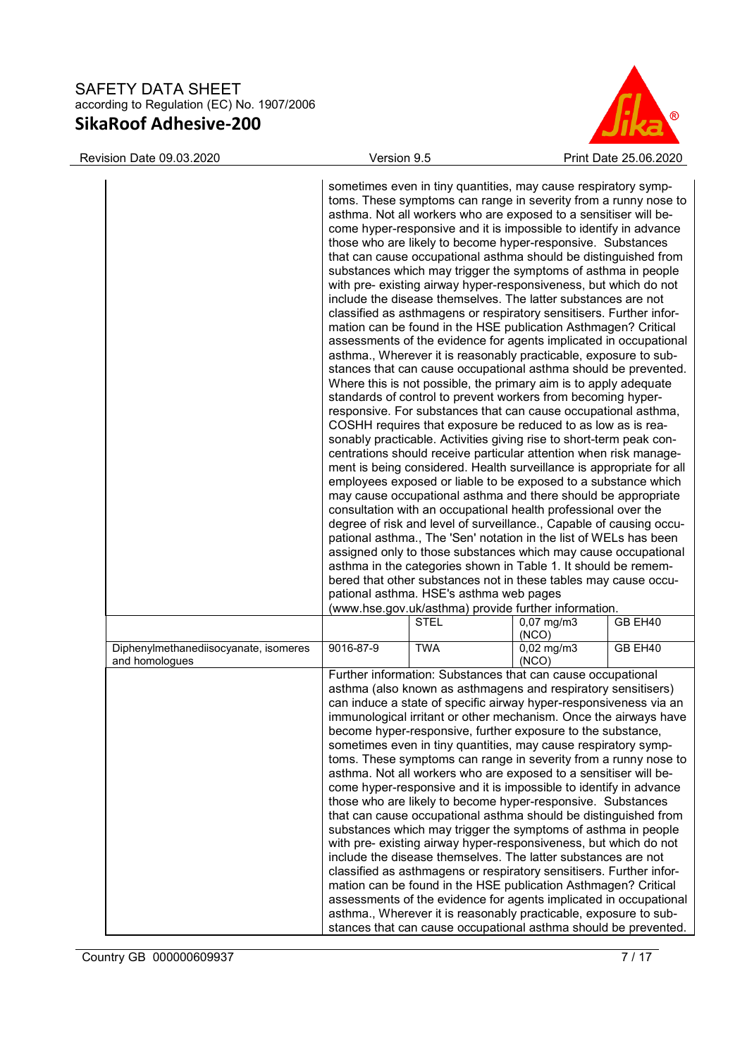| | | | | |
|---|---|---|---|---|
| | sometimes even in tiny quantities, may cause respiratory symptoms. These symptoms can range in severity from a runny nose to asthma. Not all workers who are exposed to a sensitiser will become hyper-responsive and it is impossible to identify in advance those who are likely to become hyper-responsive. Substances that can cause occupational asthma should be distinguished from substances which may trigger the symptoms of asthma in people with pre- existing airway hyper-responsiveness, but which do not include the disease themselves. The latter substances are not classified as asthmagens or respiratory sensitisers. Further information can be found in the HSE publication Asthmagen? Critical assessments of the evidence for agents implicated in occupational asthma., Wherever it is reasonably practicable, exposure to substances that can cause occupational asthma should be prevented. Where this is not possible, the primary aim is to apply adequate standards of control to prevent workers from becoming hyper-responsive. For substances that can cause occupational asthma, COSHH requires that exposure be reduced to as low as is reasonably practicable. Activities giving rise to short-term peak concentrations should receive particular attention when risk management is being considered. Health surveillance is appropriate for all employees exposed or liable to be exposed to a substance which may cause occupational asthma and there should be appropriate consultation with an occupational health professional over the degree of risk and level of surveillance., Capable of causing occupational asthma., The 'Sen' notation in the list of WELs has been assigned only to those substances which may cause occupational asthma in the categories shown in Table 1. It should be remembered that other substances not in these tables may cause occupational asthma. HSE's asthma web pages (www.hse.gov.uk/asthma) provide further information. | | | |
| | | STEL | 0,07 mg/m3 (NCO) | GB EH40 |
| Diphenylmethanediisocyanate, isomeres and homologues | 9016-87-9 | TWA | 0,02 mg/m3 (NCO) | GB EH40 |
| | Further information: Substances that can cause occupational asthma (also known as asthmagens and respiratory sensitisers) can induce a state of specific airway hyper-responsiveness via an immunological irritant or other mechanism. Once the airways have become hyper-responsive, further exposure to the substance, sometimes even in tiny quantities, may cause respiratory symptoms. These symptoms can range in severity from a runny nose to asthma. Not all workers who are exposed to a sensitiser will become hyper-responsive and it is impossible to identify in advance those who are likely to become hyper-responsive. Substances that can cause occupational asthma should be distinguished from substances which may trigger the symptoms of asthma in people with pre- existing airway hyper-responsiveness, but which do not include the disease themselves. The latter substances are not classified as asthmagens or respiratory sensitisers. Further information can be found in the HSE publication Asthmagen? Critical assessments of the evidence for agents implicated in occupational asthma., Wherever it is reasonably practicable, exposure to substances that can cause occupational asthma should be prevented. | | | |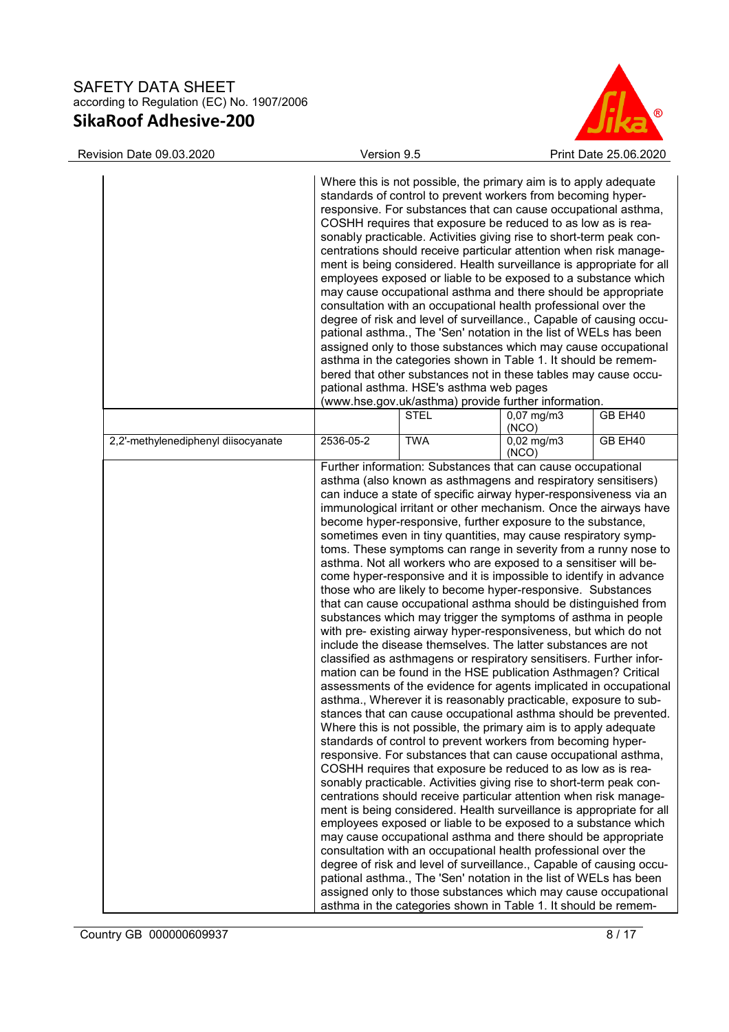| Components | CAS-No. | Value type (Form of exposure) | Control parameters | Basis |
|---|---|---|---|---|
| | Where this is not possible, the primary aim is to apply adequate standards of control to prevent workers from becoming hyper-responsive. For substances that can cause occupational asthma, COSHH requires that exposure be reduced to as low as is reasonably practicable. Activities giving rise to short-term peak concentrations should receive particular attention when risk management is being considered. Health surveillance is appropriate for all employees exposed or liable to be exposed to a substance which may cause occupational asthma and there should be appropriate consultation with an occupational health professional over the degree of risk and level of surveillance., Capable of causing occupational asthma., The 'Sen' notation in the list of WELs has been assigned only to those substances which may cause occupational asthma in the categories shown in Table 1. It should be remembered that other substances not in these tables may cause occupational asthma. HSE's asthma web pages (www.hse.gov.uk/asthma) provide further information. | | | |
| | | STEL | 0,07 mg/m3 (NCO) | GB EH40 |
| 2,2'-methylenediphenyl diisocyanate | 2536-05-2 | TWA | 0,02 mg/m3 (NCO) | GB EH40 |
| | Further information: Substances that can cause occupational asthma (also known as asthmagens and respiratory sensitisers) can induce a state of specific airway hyper-responsiveness via an immunological irritant or other mechanism. Once the airways have become hyper-responsive, further exposure to the substance, sometimes even in tiny quantities, may cause respiratory symptoms. These symptoms can range in severity from a runny nose to asthma. Not all workers who are exposed to a sensitiser will become hyper-responsive and it is impossible to identify in advance those who are likely to become hyper-responsive. Substances that can cause occupational asthma should be distinguished from substances which may trigger the symptoms of asthma in people with pre- existing airway hyper-responsiveness, but which do not include the disease themselves. The latter substances are not classified as asthmagens or respiratory sensitisers. Further information can be found in the HSE publication Asthmagen? Critical assessments of the evidence for agents implicated in occupational asthma., Wherever it is reasonably practicable, exposure to substances that can cause occupational asthma should be prevented. Where this is not possible, the primary aim is to apply adequate standards of control to prevent workers from becoming hyper-responsive. For substances that can cause occupational asthma, COSHH requires that exposure be reduced to as low as is reasonably practicable. Activities giving rise to short-term peak concentrations should receive particular attention when risk management is being considered. Health surveillance is appropriate for all employees exposed or liable to be exposed to a substance which may cause occupational asthma and there should be appropriate consultation with an occupational health professional over the degree of risk and level of surveillance., Capable of causing occupational asthma., The 'Sen' notation in the list of WELs has been assigned only to those substances which may cause occupational asthma in the categories shown in Table 1. It should be remem- | | | |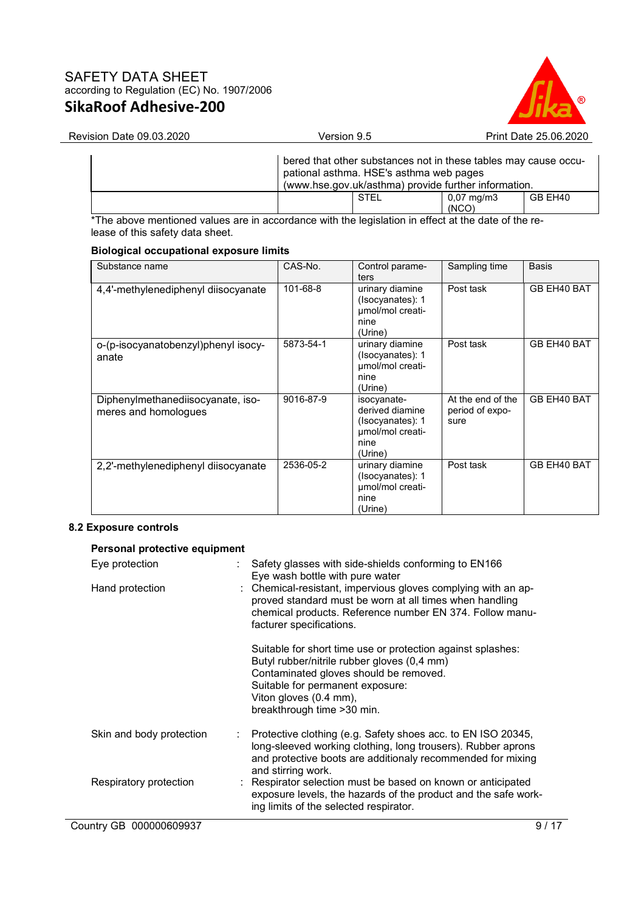| | | | | |
|---|---|---|---|---|
| | bered that other substances not in these tables may cause occupational asthma. HSE's asthma web pages (www.hse.gov.uk/asthma) provide further information. | | | |
| | | STEL | 0,07 mg/m3 (NCO) | GB EH40 |

*The above mentioned values are in accordance with the legislation in effect at the date of the release of this safety data sheet.

**Biological occupational exposure limits**

| Substance name | CAS-No. | Control parameters | Sampling time | Basis |
|---|---|---|---|---|
| 4,4'-methylenediphenyl diisocyanate | 101-68-8 | urinary diamine (Isocyanates): 1 µmol/mol creatinine (Urine) | Post task | GB EH40 BAT |
| o-(p-isocyanatobenzyl)phenyl isocyanate | 5873-54-1 | urinary diamine (Isocyanates): 1 µmol/mol creatinine (Urine) | Post task | GB EH40 BAT |
| Diphenylmethanediisocyanate, isomeres and homologues | 9016-87-9 | isocyanate-derived diamine (Isocyanates): 1 µmol/mol creatinine (Urine) | At the end of the period of exposure | GB EH40 BAT |
| 2,2'-methylenediphenyl diisocyanate | 2536-05-2 | urinary diamine (Isocyanates): 1 µmol/mol creatinine (Urine) | Post task | GB EH40 BAT |

### 8.2 Exposure controls

**Personal protective equipment**

Eye protection : Safety glasses with side-shields conforming to EN166
Eye wash bottle with pure water

Hand protection : Chemical-resistant, impervious gloves complying with an approved standard must be worn at all times when handling chemical products. Reference number EN 374. Follow manufacturer specifications.

Suitable for short time use or protection against splashes:
Butyl rubber/nitrile rubber gloves (0,4 mm)
Contaminated gloves should be removed.
Suitable for permanent exposure:
Viton gloves (0.4 mm),
breakthrough time >30 min.

Skin and body protection : Protective clothing (e.g. Safety shoes acc. to EN ISO 20345, long-sleeved working clothing, long trousers). Rubber aprons and protective boots are additionaly recommended for mixing and stirring work.

Respiratory protection : Respirator selection must be based on known or anticipated exposure levels, the hazards of the product and the safe working limits of the selected respirator.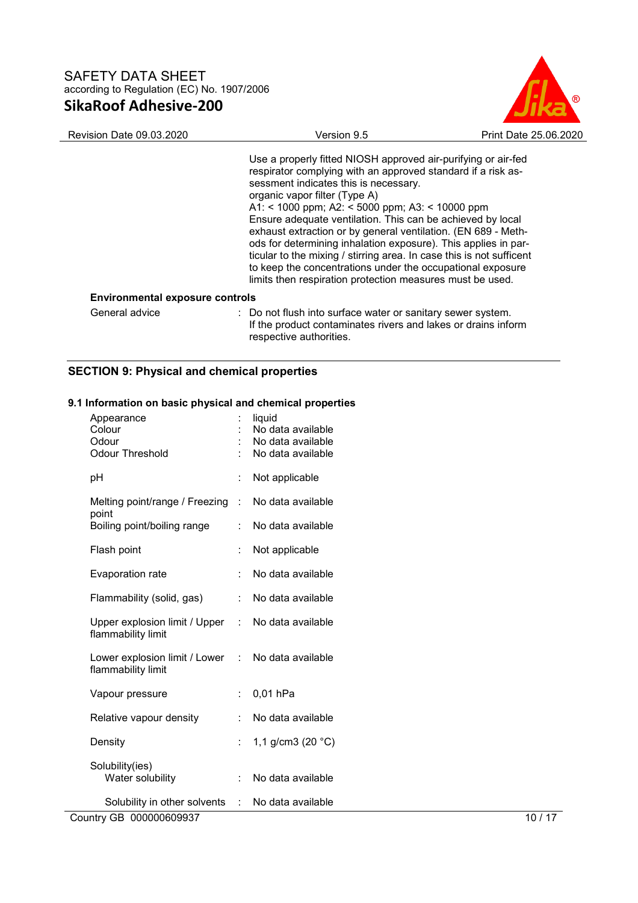Use a properly fitted NIOSH approved air-purifying or air-fed respirator complying with an approved standard if a risk assessment indicates this is necessary.
organic vapor filter (Type A)
A1: < 1000 ppm; A2: < 5000 ppm; A3: < 10000 ppm
Ensure adequate ventilation. This can be achieved by local exhaust extraction or by general ventilation. (EN 689 - Methods for determining inhalation exposure). This applies in particular to the mixing / stirring area. In case this is not sufficent to keep the concentrations under the occupational exposure limits then respiration protection measures must be used.

**Environmental exposure controls**

| | | |
|---|---|---|
| General advice | : | Do not flush into surface water or sanitary sewer system. If the product contaminates rivers and lakes or drains inform respective authorities. |

## SECTION 9: Physical and chemical properties

### 9.1 Information on basic physical and chemical properties

| | | |
|---|---|---|
| Appearance | : | liquid |
| Colour | : | No data available |
| Odour | : | No data available |
| Odour Threshold | : | No data available |
| pH | : | Not applicable |
| Melting point/range / Freezing point | : | No data available |
| Boiling point/boiling range | : | No data available |
| Flash point | : | Not applicable |
| Evaporation rate | : | No data available |
| Flammability (solid, gas) | : | No data available |
| Upper explosion limit / Upper flammability limit | : | No data available |
| Lower explosion limit / Lower flammability limit | : | No data available |
| Vapour pressure | : | 0,01 hPa |
| Relative vapour density | : | No data available |
| Density | : | 1,1 g/cm3 (20 °C) |
| Solubility(ies) | | |
| Water solubility | : | No data available |
| Solubility in other solvents | : | No data available |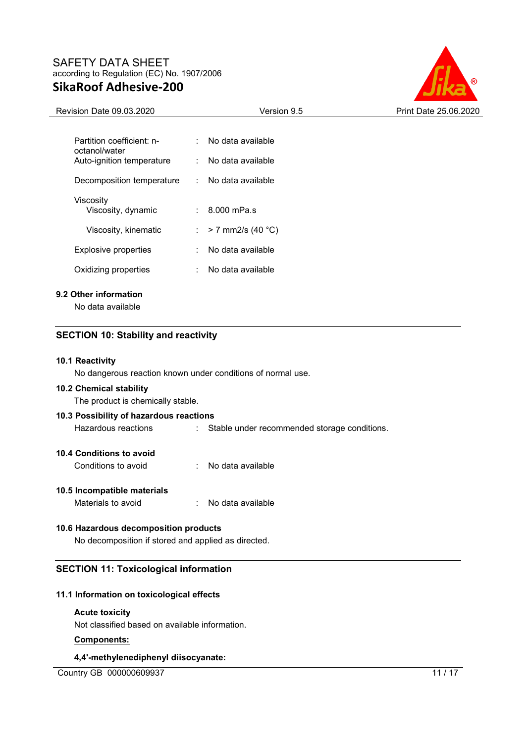| | | |
|---|---|---|
| Partition coefficient: n-octanol/water | : | No data available |
| Auto-ignition temperature | : | No data available |
| Decomposition temperature | : | No data available |
| Viscosity | | |
| Viscosity, dynamic | : | 8.000 mPa.s |
| Viscosity, kinematic | : | > 7 mm2/s (40 °C) |
| Explosive properties | : | No data available |
| Oxidizing properties | : | No data available |

### 9.2 Other information

No data available

## SECTION 10: Stability and reactivity

### 10.1 Reactivity

No dangerous reaction known under conditions of normal use.

### 10.2 Chemical stability

The product is chemically stable.

### 10.3 Possibility of hazardous reactions

Hazardous reactions : Stable under recommended storage conditions.

### 10.4 Conditions to avoid

Conditions to avoid : No data available

### 10.5 Incompatible materials

Materials to avoid : No data available

### 10.6 Hazardous decomposition products

No decomposition if stored and applied as directed.

## SECTION 11: Toxicological information

### 11.1 Information on toxicological effects

**Acute toxicity**

Not classified based on available information.

**Components:**

**4,4'-methylenediphenyl diisocyanate:**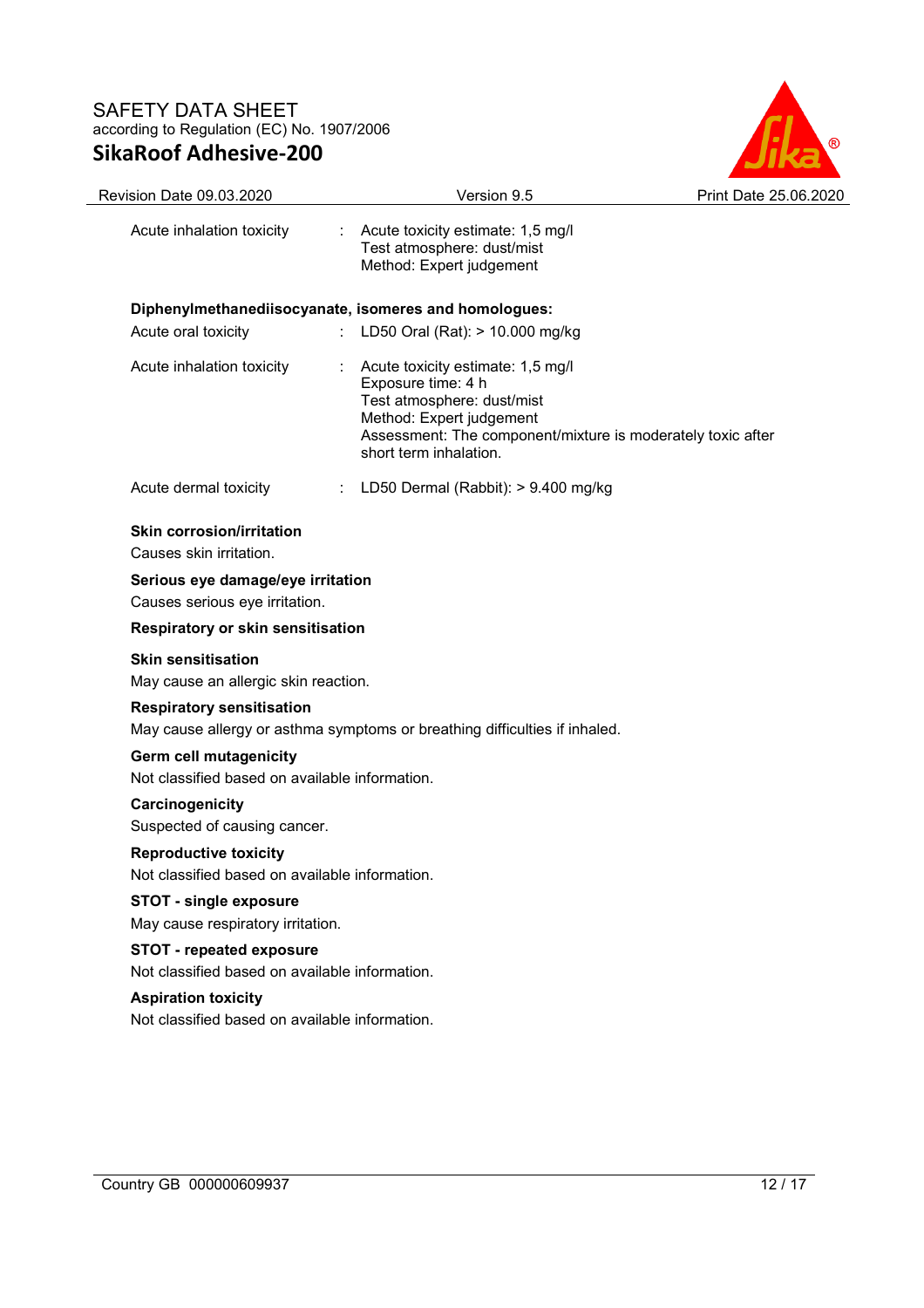| | | |
|---|---|---|
| Acute inhalation toxicity | : | Acute toxicity estimate: 1,5 mg/l<br>Test atmosphere: dust/mist<br>Method: Expert judgement |

**Diphenylmethanediisocyanate, isomeres and homologues:**

| | | |
|---|---|---|
| Acute oral toxicity | : | LD50 Oral (Rat): > 10.000 mg/kg |
| Acute inhalation toxicity | : | Acute toxicity estimate: 1,5 mg/l<br>Exposure time: 4 h<br>Test atmosphere: dust/mist<br>Method: Expert judgement<br>Assessment: The component/mixture is moderately toxic after short term inhalation. |
| Acute dermal toxicity | : | LD50 Dermal (Rabbit): > 9.400 mg/kg |

**Skin corrosion/irritation**

Causes skin irritation.

**Serious eye damage/eye irritation**

Causes serious eye irritation.

**Respiratory or skin sensitisation**

**Skin sensitisation**

May cause an allergic skin reaction.

**Respiratory sensitisation**

May cause allergy or asthma symptoms or breathing difficulties if inhaled.

**Germ cell mutagenicity**

Not classified based on available information.

**Carcinogenicity**

Suspected of causing cancer.

**Reproductive toxicity**

Not classified based on available information.

**STOT - single exposure**

May cause respiratory irritation.

**STOT - repeated exposure**

Not classified based on available information.

**Aspiration toxicity**

Not classified based on available information.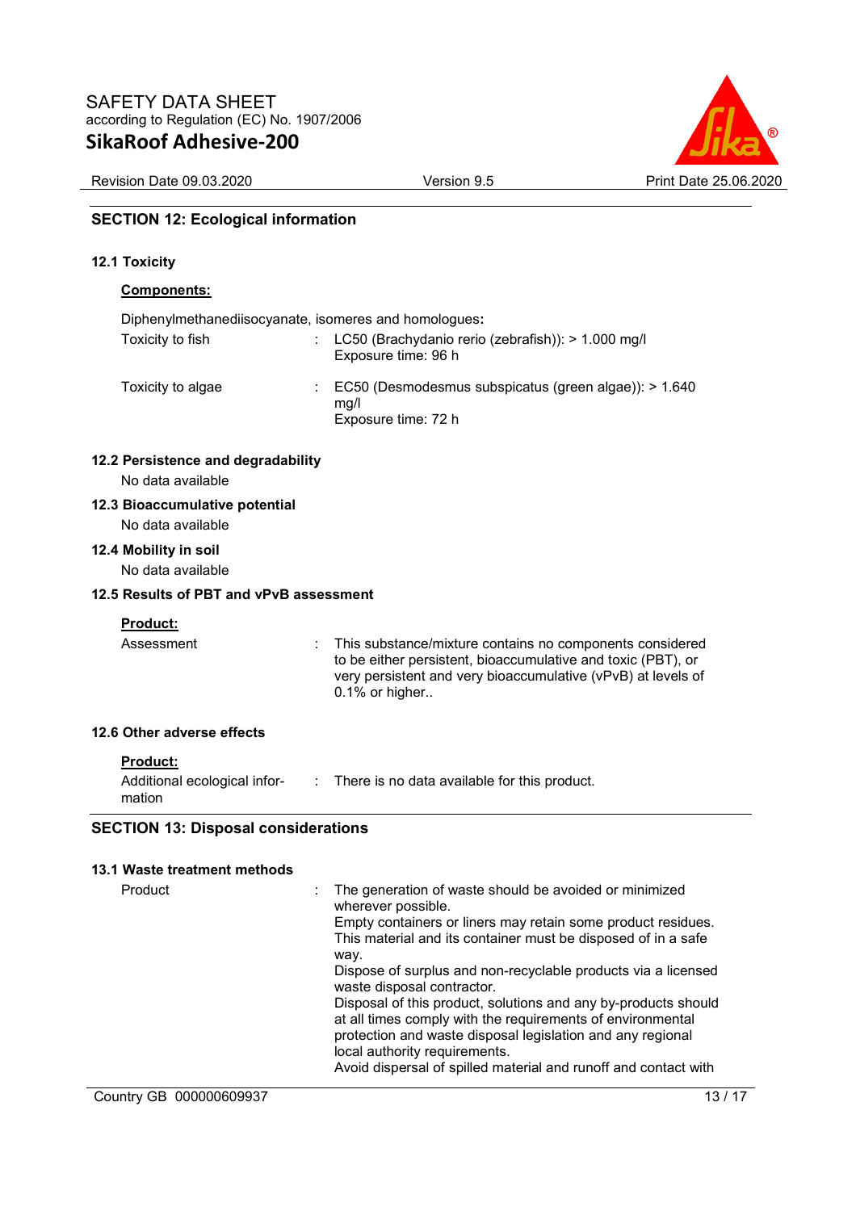## SECTION 12: Ecological information

### 12.1 Toxicity

**Components:**

Diphenylmethanediisocyanate, isomeres and homologues**:**

| | | |
|---|---|---|
| Toxicity to fish | : | LC50 (Brachydanio rerio (zebrafish)): > 1.000 mg/l<br>Exposure time: 96 h |
| Toxicity to algae | : | EC50 (Desmodesmus subspicatus (green algae)): > 1.640 mg/l<br>Exposure time: 72 h |

### 12.2 Persistence and degradability

No data available

### 12.3 Bioaccumulative potential

No data available

### 12.4 Mobility in soil

No data available

### 12.5 Results of PBT and vPvB assessment

**Product:**

| | | |
|---|---|---|
| Assessment | : | This substance/mixture contains no components considered to be either persistent, bioaccumulative and toxic (PBT), or very persistent and very bioaccumulative (vPvB) at levels of 0.1% or higher.. |

### 12.6 Other adverse effects

**Product:**

| | | |
|---|---|---|
| Additional ecological information | : | There is no data available for this product. |

## SECTION 13: Disposal considerations

### 13.1 Waste treatment methods

| | | |
|---|---|---|
| Product | : | The generation of waste should be avoided or minimized wherever possible.<br>Empty containers or liners may retain some product residues.<br>This material and its container must be disposed of in a safe way.<br>Dispose of surplus and non-recyclable products via a licensed waste disposal contractor.<br>Disposal of this product, solutions and any by-products should at all times comply with the requirements of environmental protection and waste disposal legislation and any regional local authority requirements.<br>Avoid dispersal of spilled material and runoff and contact with |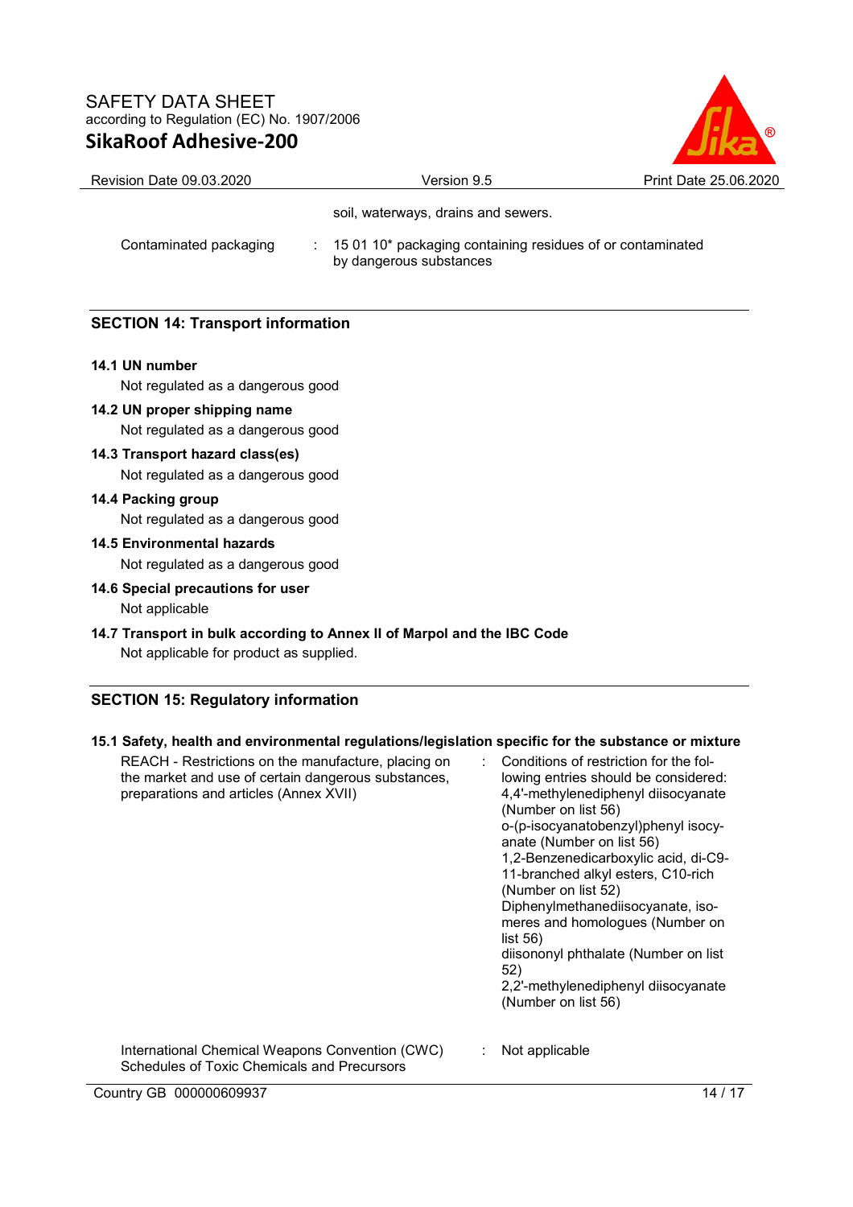soil, waterways, drains and sewers.

| | | |
|---|---|---|
| Contaminated packaging | : | 15 01 10* packaging containing residues of or contaminated by dangerous substances |

## SECTION 14: Transport information

**14.1 UN number**

Not regulated as a dangerous good

**14.2 UN proper shipping name**

Not regulated as a dangerous good

**14.3 Transport hazard class(es)**

Not regulated as a dangerous good

**14.4 Packing group**

Not regulated as a dangerous good

**14.5 Environmental hazards**

Not regulated as a dangerous good

**14.6 Special precautions for user**

Not applicable

**14.7 Transport in bulk according to Annex II of Marpol and the IBC Code**

Not applicable for product as supplied.

## SECTION 15: Regulatory information

**15.1 Safety, health and environmental regulations/legislation specific for the substance or mixture**

| | | |
|---|---|---|
| REACH - Restrictions on the manufacture, placing on the market and use of certain dangerous substances, preparations and articles (Annex XVII) | : | Conditions of restriction for the following entries should be considered:<br>4,4'-methylenediphenyl diisocyanate (Number on list 56)<br>o-(p-isocyanatobenzyl)phenyl isocyanate (Number on list 56)<br>1,2-Benzenedicarboxylic acid, di-C9-11-branched alkyl esters, C10-rich (Number on list 52)<br>Diphenylmethanediisocyanate, isomeres and homologues (Number on list 56)<br>diisononyl phthalate (Number on list 52)<br>2,2'-methylenediphenyl diisocyanate (Number on list 56) |
| International Chemical Weapons Convention (CWC) Schedules of Toxic Chemicals and Precursors | : | Not applicable |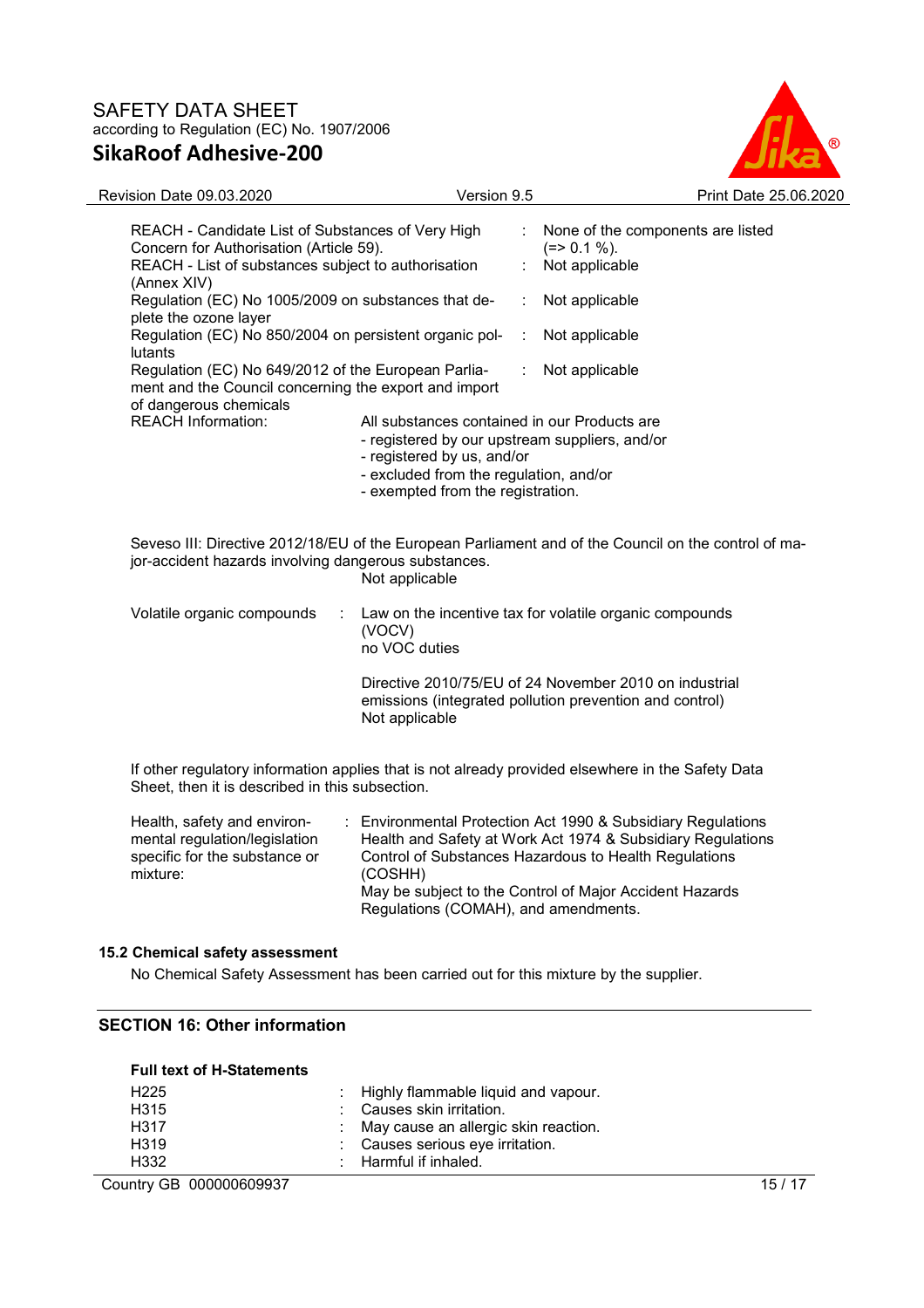| | | |
|---|---|---|
| REACH - Candidate List of Substances of Very High Concern for Authorisation (Article 59). | : | None of the components are listed (=> 0.1 %). |
| REACH - List of substances subject to authorisation (Annex XIV) | : | Not applicable |
| Regulation (EC) No 1005/2009 on substances that deplete the ozone layer | : | Not applicable |
| Regulation (EC) No 850/2004 on persistent organic pollutants | : | Not applicable |
| Regulation (EC) No 649/2012 of the European Parliament and the Council concerning the export and import of dangerous chemicals | : | Not applicable |

REACH Information: All substances contained in our Products are
- registered by our upstream suppliers, and/or
- registered by us, and/or
- excluded from the regulation, and/or
- exempted from the registration.

Seveso III: Directive 2012/18/EU of the European Parliament and of the Council on the control of major-accident hazards involving dangerous substances.
Not applicable

Volatile organic compounds : Law on the incentive tax for volatile organic compounds (VOCV)
no VOC duties

Directive 2010/75/EU of 24 November 2010 on industrial emissions (integrated pollution prevention and control)
Not applicable

If other regulatory information applies that is not already provided elsewhere in the Safety Data Sheet, then it is described in this subsection.

Health, safety and environmental regulation/legislation specific for the substance or mixture: : Environmental Protection Act 1990 & Subsidiary Regulations
Health and Safety at Work Act 1974 & Subsidiary Regulations
Control of Substances Hazardous to Health Regulations (COSHH)
May be subject to the Control of Major Accident Hazards Regulations (COMAH), and amendments.

### 15.2 Chemical safety assessment

No Chemical Safety Assessment has been carried out for this mixture by the supplier.

## SECTION 16: Other information

**Full text of H-Statements**

| | | |
|---|---|---|
| H225 | : | Highly flammable liquid and vapour. |
| H315 | : | Causes skin irritation. |
| H317 | : | May cause an allergic skin reaction. |
| H319 | : | Causes serious eye irritation. |
| H332 | : | Harmful if inhaled. |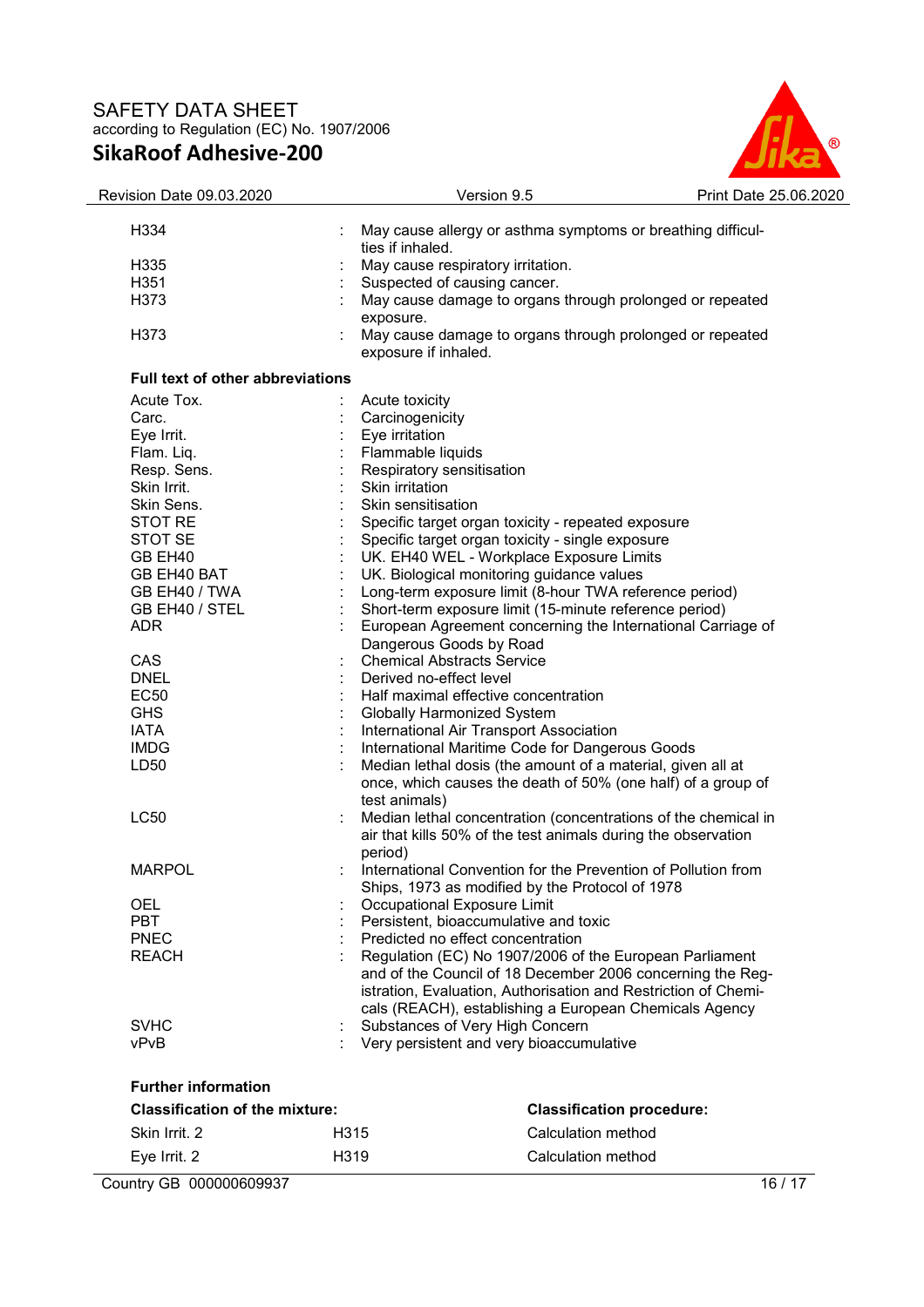| | | |
|---|---|---|
| H334 | : | May cause allergy or asthma symptoms or breathing difficulties if inhaled. |
| H335 | : | May cause respiratory irritation. |
| H351 | : | Suspected of causing cancer. |
| H373 | : | May cause damage to organs through prolonged or repeated exposure. |
| H373 | : | May cause damage to organs through prolonged or repeated exposure if inhaled. |

**Full text of other abbreviations**

| | | |
|---|---|---|
| Acute Tox. | : | Acute toxicity |
| Carc. | : | Carcinogenicity |
| Eye Irrit. | : | Eye irritation |
| Flam. Liq. | : | Flammable liquids |
| Resp. Sens. | : | Respiratory sensitisation |
| Skin Irrit. | : | Skin irritation |
| Skin Sens. | : | Skin sensitisation |
| STOT RE | : | Specific target organ toxicity - repeated exposure |
| STOT SE | : | Specific target organ toxicity - single exposure |
| GB EH40 | : | UK. EH40 WEL - Workplace Exposure Limits |
| GB EH40 BAT | : | UK. Biological monitoring guidance values |
| GB EH40 / TWA | : | Long-term exposure limit (8-hour TWA reference period) |
| GB EH40 / STEL | : | Short-term exposure limit (15-minute reference period) |
| ADR | : | European Agreement concerning the International Carriage of Dangerous Goods by Road |
| CAS | : | Chemical Abstracts Service |
| DNEL | : | Derived no-effect level |
| EC50 | : | Half maximal effective concentration |
| GHS | : | Globally Harmonized System |
| IATA | : | International Air Transport Association |
| IMDG | : | International Maritime Code for Dangerous Goods |
| LD50 | : | Median lethal dosis (the amount of a material, given all at once, which causes the death of 50% (one half) of a group of test animals) |
| LC50 | : | Median lethal concentration (concentrations of the chemical in air that kills 50% of the test animals during the observation period) |
| MARPOL | : | International Convention for the Prevention of Pollution from Ships, 1973 as modified by the Protocol of 1978 |
| OEL | : | Occupational Exposure Limit |
| PBT | : | Persistent, bioaccumulative and toxic |
| PNEC | : | Predicted no effect concentration |
| REACH | : | Regulation (EC) No 1907/2006 of the European Parliament and of the Council of 18 December 2006 concerning the Registration, Evaluation, Authorisation and Restriction of Chemicals (REACH), establishing a European Chemicals Agency |
| SVHC | : | Substances of Very High Concern |
| vPvB | : | Very persistent and very bioaccumulative |

**Further information**

| **Classification of the mixture:** | | **Classification procedure:** |
|---|---|---|
| Skin Irrit. 2 | H315 | Calculation method |
| Eye Irrit. 2 | H319 | Calculation method |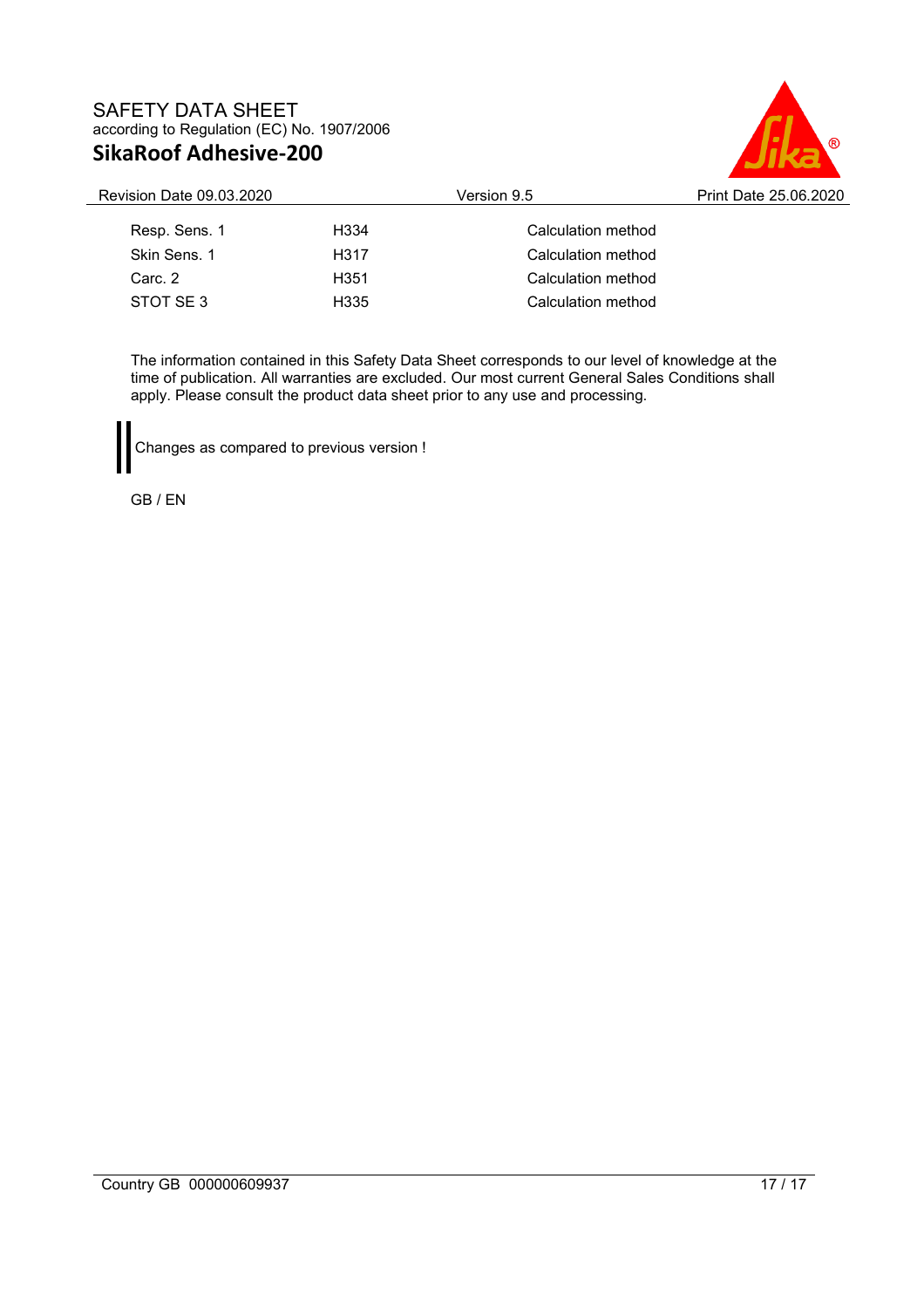| | | |
|---|---|---|
| Resp. Sens. 1 | H334 | Calculation method |
| Skin Sens. 1 | H317 | Calculation method |
| Carc. 2 | H351 | Calculation method |
| STOT SE 3 | H335 | Calculation method |

The information contained in this Safety Data Sheet corresponds to our level of knowledge at the time of publication. All warranties are excluded. Our most current General Sales Conditions shall apply. Please consult the product data sheet prior to any use and processing.

Changes as compared to previous version !

GB / EN